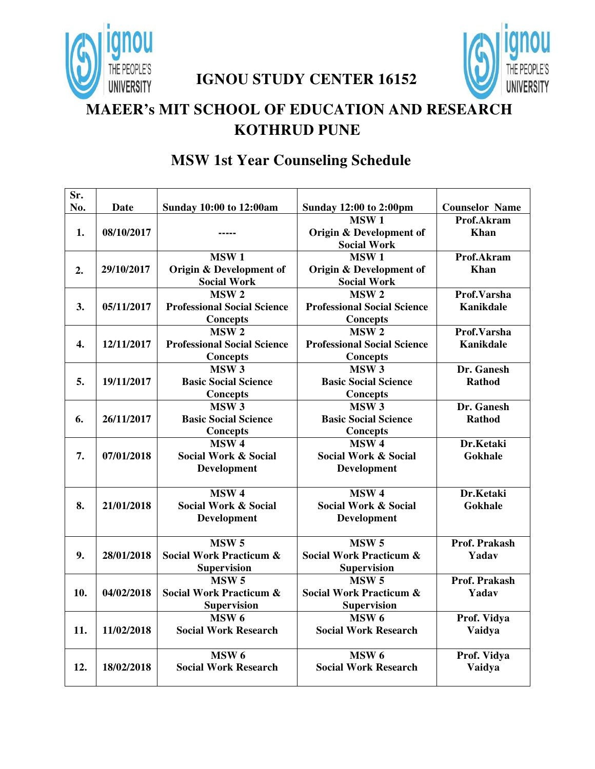# IGNOU STUDY CENTER 16152

# MAEER's MIT SCHOOL OF EDUCATION AND RESEARCH KOTHRUD PUNE

## MSW 1st Year Counseling Schedule

| Sr. No. | Date | Sunday 10:00 to 12:00am | Sunday 12:00 to 2:00pm | Counselor Name |
|---|---|---|---|---|
| 1. | 08/10/2017 | ----- | MSW 1 Origin & Development of Social Work | Prof.Akram Khan |
| 2. | 29/10/2017 | MSW 1 Origin & Development of Social Work | MSW 1 Origin & Development of Social Work | Prof.Akram Khan |
| 3. | 05/11/2017 | MSW 2 Professional Social Science Concepts | MSW 2 Professional Social Science Concepts | Prof.Varsha Kanikdale |
| 4. | 12/11/2017 | MSW 2 Professional Social Science Concepts | MSW 2 Professional Social Science Concepts | Prof.Varsha Kanikdale |
| 5. | 19/11/2017 | MSW 3 Basic Social Science Concepts | MSW 3 Basic Social Science Concepts | Dr. Ganesh Rathod |
| 6. | 26/11/2017 | MSW 3 Basic Social Science Concepts | MSW 3 Basic Social Science Concepts | Dr. Ganesh Rathod |
| 7. | 07/01/2018 | MSW 4 Social Work & Social Development | MSW 4 Social Work & Social Development | Dr.Ketaki Gokhale |
| 8. | 21/01/2018 | MSW 4 Social Work & Social Development | MSW 4 Social Work & Social Development | Dr.Ketaki Gokhale |
| 9. | 28/01/2018 | MSW 5 Social Work Practicum & Supervision | MSW 5 Social Work Practicum & Supervision | Prof. Prakash Yadav |
| 10. | 04/02/2018 | MSW 5 Social Work Practicum & Supervision | MSW 5 Social Work Practicum & Supervision | Prof. Prakash Yadav |
| 11. | 11/02/2018 | MSW 6 Social Work Research | MSW 6 Social Work Research | Prof. Vidya Vaidya |
| 12. | 18/02/2018 | MSW 6 Social Work Research | MSW 6 Social Work Research | Prof. Vidya Vaidya |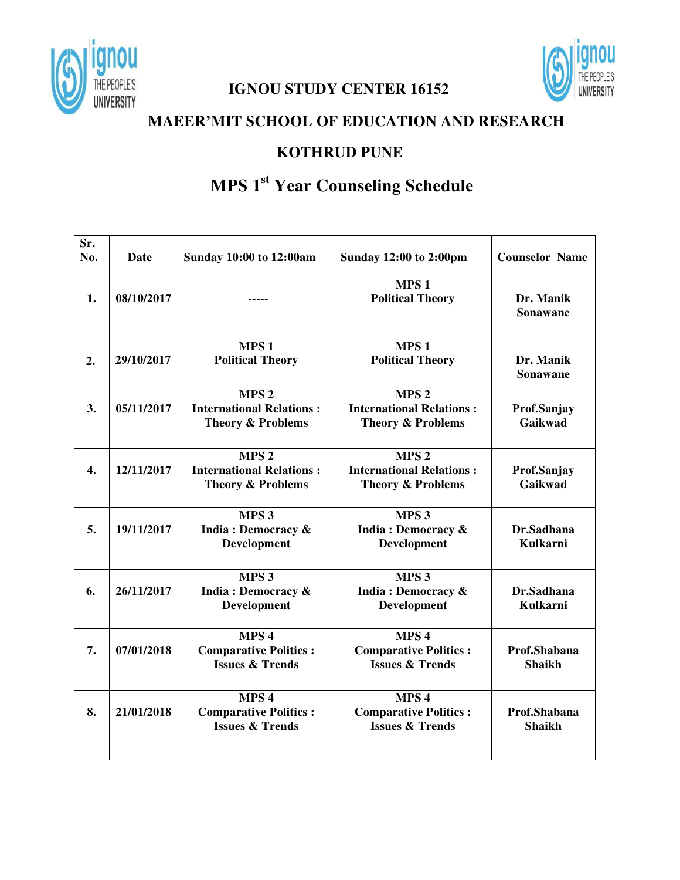# IGNOU STUDY CENTER 16152

## MAEER'MIT SCHOOL OF EDUCATION AND RESEARCH

## KOTHRUD PUNE

## MPS 1st Year Counseling Schedule

| Sr. No. | Date | Sunday 10:00 to 12:00am | Sunday 12:00 to 2:00pm | Counselor Name |
|---|---|---|---|---|
| 1. | 08/10/2017 | ----- | MPS 1 Political Theory | Dr. Manik Sonawane |
| 2. | 29/10/2017 | MPS 1 Political Theory | MPS 1 Political Theory | Dr. Manik Sonawane |
| 3. | 05/11/2017 | MPS 2 International Relations : Theory & Problems | MPS 2 International Relations : Theory & Problems | Prof.Sanjay Gaikwad |
| 4. | 12/11/2017 | MPS 2 International Relations : Theory & Problems | MPS 2 International Relations : Theory & Problems | Prof.Sanjay Gaikwad |
| 5. | 19/11/2017 | MPS 3 India : Democracy & Development | MPS 3 India : Democracy & Development | Dr.Sadhana Kulkarni |
| 6. | 26/11/2017 | MPS 3 India : Democracy & Development | MPS 3 India : Democracy & Development | Dr.Sadhana Kulkarni |
| 7. | 07/01/2018 | MPS 4 Comparative Politics : Issues & Trends | MPS 4 Comparative Politics : Issues & Trends | Prof.Shabana Shaikh |
| 8. | 21/01/2018 | MPS 4 Comparative Politics : Issues & Trends | MPS 4 Comparative Politics : Issues & Trends | Prof.Shabana Shaikh |